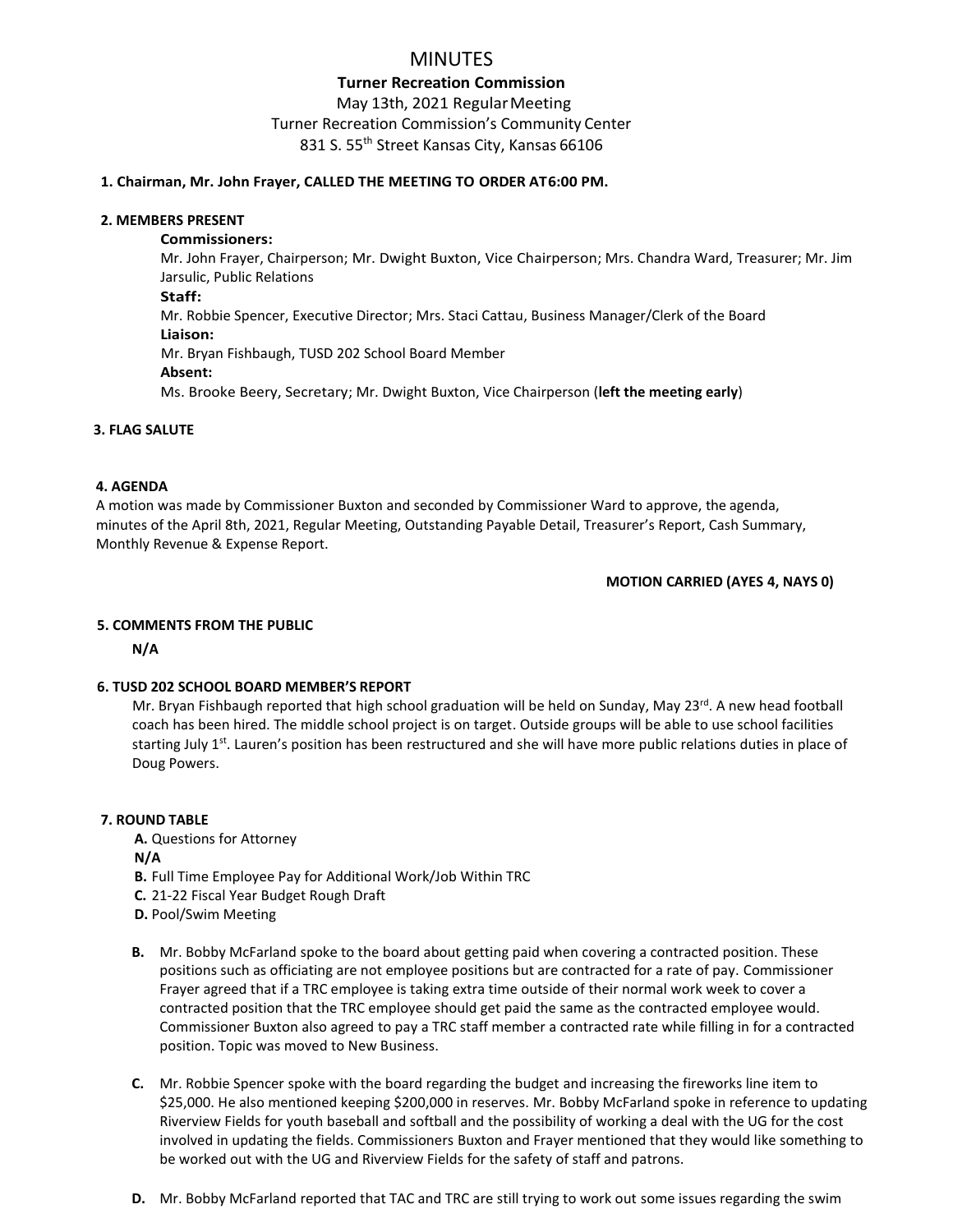# MINUTES

**Turner Recreation Commission**

May 13th, 2021 Regular Meeting

Turner Recreation Commission's Community Center

831 S. 55th Street Kansas City, Kansas 66106

**1. Chairman, Mr. John Frayer, CALLED THE MEETING TO ORDER AT 6:00 PM.**

**2. MEMBERS PRESENT**

**Commissioners:**
Mr. John Frayer, Chairperson; Mr. Dwight Buxton, Vice Chairperson; Mrs. Chandra Ward, Treasurer; Mr. Jim Jarsulic, Public Relations

**Staff:**
Mr. Robbie Spencer, Executive Director; Mrs. Staci Cattau, Business Manager/Clerk of the Board

**Liaison:**
Mr. Bryan Fishbaugh, TUSD 202 School Board Member

**Absent:**
Ms. Brooke Beery, Secretary; Mr. Dwight Buxton, Vice Chairperson (**left the meeting early**)

**3. FLAG SALUTE**

**4. AGENDA**

A motion was made by Commissioner Buxton and seconded by Commissioner Ward to approve, the agenda, minutes of the April 8th, 2021, Regular Meeting, Outstanding Payable Detail, Treasurer's Report, Cash Summary, Monthly Revenue & Expense Report.

**MOTION CARRIED (AYES 4, NAYS 0)**

**5. COMMENTS FROM THE PUBLIC**

**N/A**

**6. TUSD 202 SCHOOL BOARD MEMBER'S REPORT**

Mr. Bryan Fishbaugh reported that high school graduation will be held on Sunday, May 23rd. A new head football coach has been hired. The middle school project is on target. Outside groups will be able to use school facilities starting July 1st. Lauren's position has been restructured and she will have more public relations duties in place of Doug Powers.

**7. ROUND TABLE**

**A.** Questions for Attorney
**N/A**
**B.** Full Time Employee Pay for Additional Work/Job Within TRC
**C.** 21-22 Fiscal Year Budget Rough Draft
**D.** Pool/Swim Meeting

**B.** Mr. Bobby McFarland spoke to the board about getting paid when covering a contracted position. These positions such as officiating are not employee positions but are contracted for a rate of pay. Commissioner Frayer agreed that if a TRC employee is taking extra time outside of their normal work week to cover a contracted position that the TRC employee should get paid the same as the contracted employee would. Commissioner Buxton also agreed to pay a TRC staff member a contracted rate while filling in for a contracted position. Topic was moved to New Business.

**C.** Mr. Robbie Spencer spoke with the board regarding the budget and increasing the fireworks line item to $25,000. He also mentioned keeping $200,000 in reserves. Mr. Bobby McFarland spoke in reference to updating Riverview Fields for youth baseball and softball and the possibility of working a deal with the UG for the cost involved in updating the fields. Commissioners Buxton and Frayer mentioned that they would like something to be worked out with the UG and Riverview Fields for the safety of staff and patrons.

**D.** Mr. Bobby McFarland reported that TAC and TRC are still trying to work out some issues regarding the swim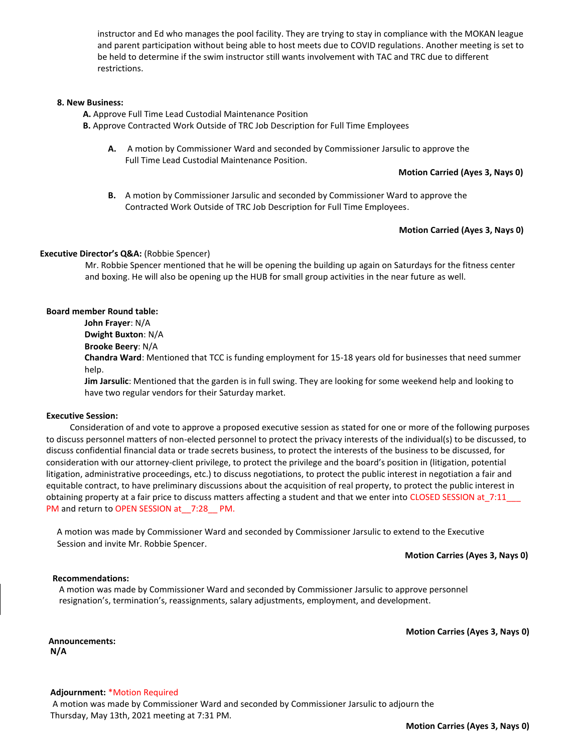instructor and Ed who manages the pool facility. They are trying to stay in compliance with the MOKAN league and parent participation without being able to host meets due to COVID regulations. Another meeting is set to be held to determine if the swim instructor still wants involvement with TAC and TRC due to different restrictions.

**8. New Business:**

**A.** Approve Full Time Lead Custodial Maintenance Position
**B.** Approve Contracted Work Outside of TRC Job Description for Full Time Employees

**A.** A motion by Commissioner Ward and seconded by Commissioner Jarsulic to approve the Full Time Lead Custodial Maintenance Position.

**Motion Carried (Ayes 3, Nays 0)**

**B.** A motion by Commissioner Jarsulic and seconded by Commissioner Ward to approve the Contracted Work Outside of TRC Job Description for Full Time Employees.

**Motion Carried (Ayes 3, Nays 0)**

**Executive Director's Q&A:** (Robbie Spencer)

Mr. Robbie Spencer mentioned that he will be opening the building up again on Saturdays for the fitness center and boxing. He will also be opening up the HUB for small group activities in the near future as well.

**Board member Round table:**

**John Frayer**: N/A
**Dwight Buxton**: N/A
**Brooke Beery**: N/A
**Chandra Ward**: Mentioned that TCC is funding employment for 15-18 years old for businesses that need summer help.
**Jim Jarsulic**: Mentioned that the garden is in full swing. They are looking for some weekend help and looking to have two regular vendors for their Saturday market.

**Executive Session:**

Consideration of and vote to approve a proposed executive session as stated for one or more of the following purposes to discuss personnel matters of non-elected personnel to protect the privacy interests of the individual(s) to be discussed, to discuss confidential financial data or trade secrets business, to protect the interests of the business to be discussed, for consideration with our attorney-client privilege, to protect the privilege and the board's position in (litigation, potential litigation, administrative proceedings, etc.) to discuss negotiations, to protect the public interest in negotiation a fair and equitable contract, to have preliminary discussions about the acquisition of real property, to protect the public interest in obtaining property at a fair price to discuss matters affecting a student and that we enter into CLOSED SESSION at_7:11___ PM and return to OPEN SESSION at__7:28__ PM.

A motion was made by Commissioner Ward and seconded by Commissioner Jarsulic to extend to the Executive Session and invite Mr. Robbie Spencer.

**Motion Carries (Ayes 3, Nays 0)**

**Recommendations:**

A motion was made by Commissioner Ward and seconded by Commissioner Jarsulic to approve personnel resignation's, termination's, reassignments, salary adjustments, employment, and development.

**Motion Carries (Ayes 3, Nays 0)**

**Announcements:**
**N/A**

**Adjournment:** *Motion Required

A motion was made by Commissioner Ward and seconded by Commissioner Jarsulic to adjourn the Thursday, May 13th, 2021 meeting at 7:31 PM.

**Motion Carries (Ayes 3, Nays 0)**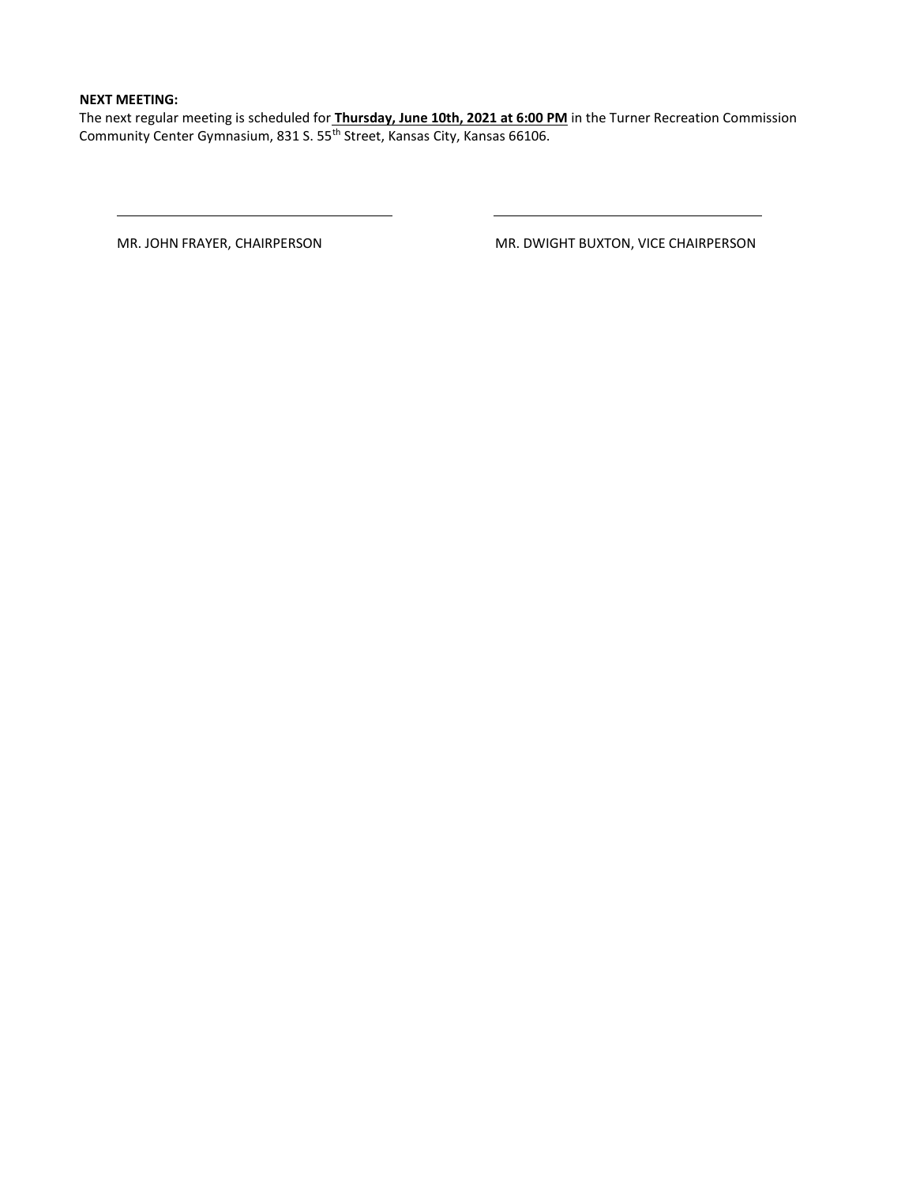**NEXT MEETING:**

The next regular meeting is scheduled for **Thursday, June 10th, 2021 at 6:00 PM** in the Turner Recreation Commission Community Center Gymnasium, 831 S. 55th Street, Kansas City, Kansas 66106.

MR. JOHN FRAYER, CHAIRPERSON

MR. DWIGHT BUXTON, VICE CHAIRPERSON